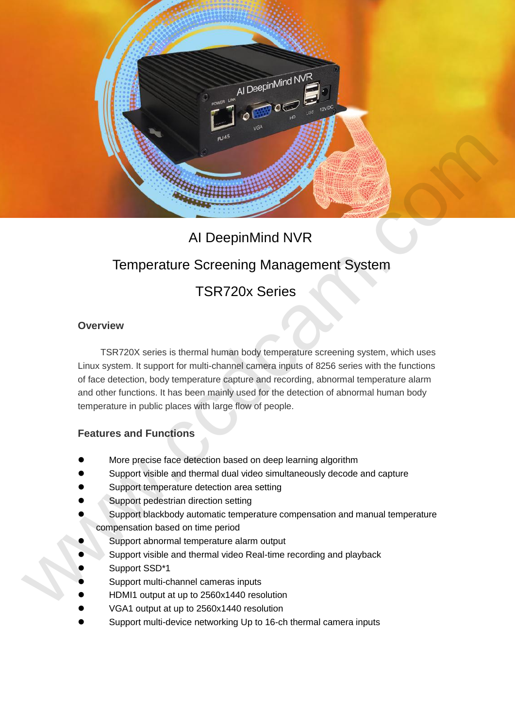# AI DeepinMind NVR

# Temperature Screening Management System

# TSR720x Series

## Overview

TSR720X series is thermal human body temperature screening system, which uses Linux system. It support for multi-channel camera inputs of 8256 series with the functions of face detection, body temperature capture and recording, abnormal temperature alarm and other functions. It has been mainly used for the detection of abnormal human body temperature in public places with large flow of people.

## Features and Functions

- More precise face detection based on deep learning algorithm
- Support visible and thermal dual video simultaneously decode and capture
- Support temperature detection area setting
- Support pedestrian direction setting
- Support blackbody automatic temperature compensation and manual temperature compensation based on time period
- Support abnormal temperature alarm output
- Support visible and thermal video Real-time recording and playback
- Support SSD*1
- Support multi-channel cameras inputs
- HDMI1 output at up to 2560x1440 resolution
- VGA1 output at up to 2560x1440 resolution
- Support multi-device networking Up to 16-ch thermal camera inputs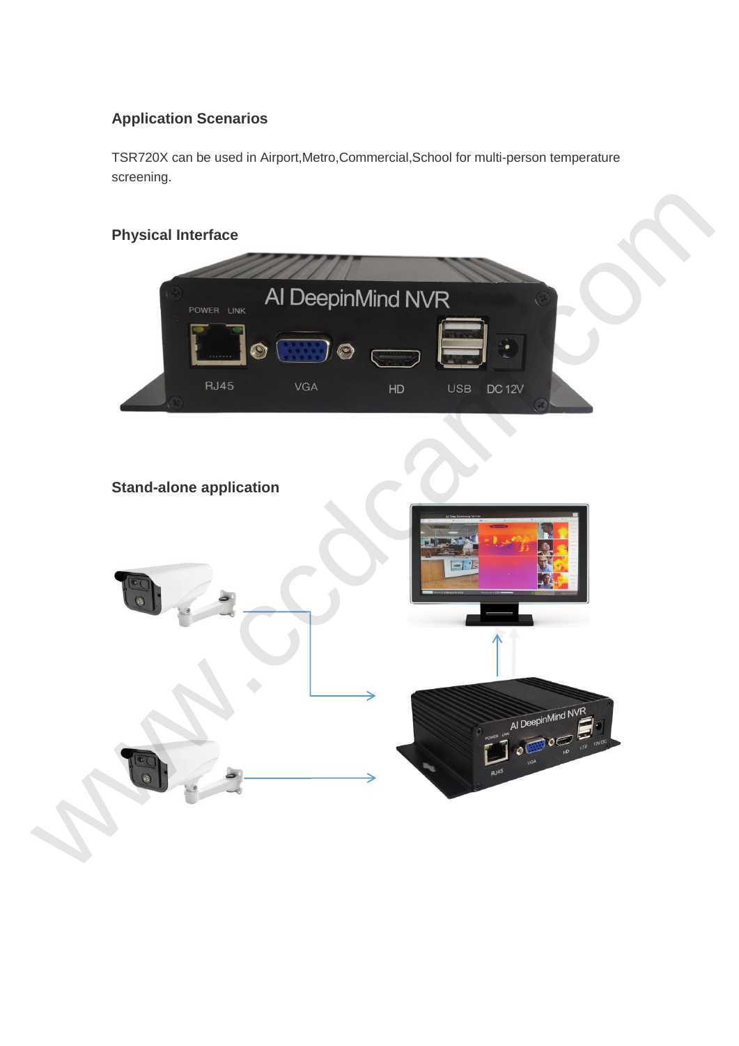## Application Scenarios

TSR720X can be used in Airport,Metro,Commercial,School for multi-person temperature screening.

## Physical Interface

## Stand-alone application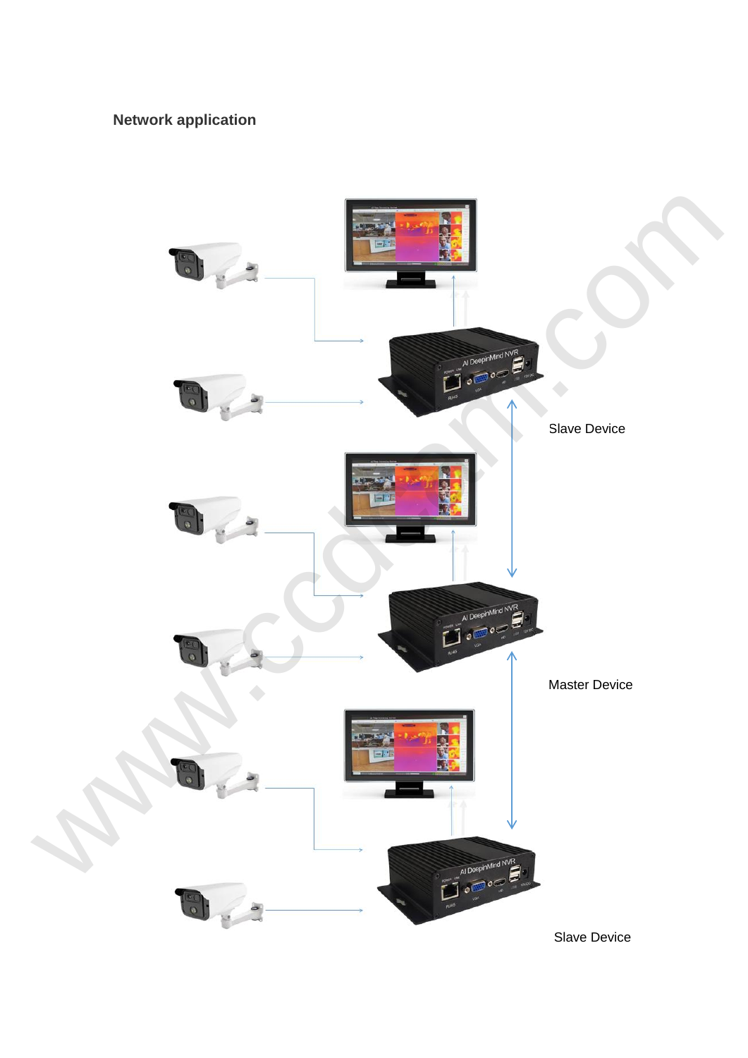## Network application

Slave Device

Master Device

Slave Device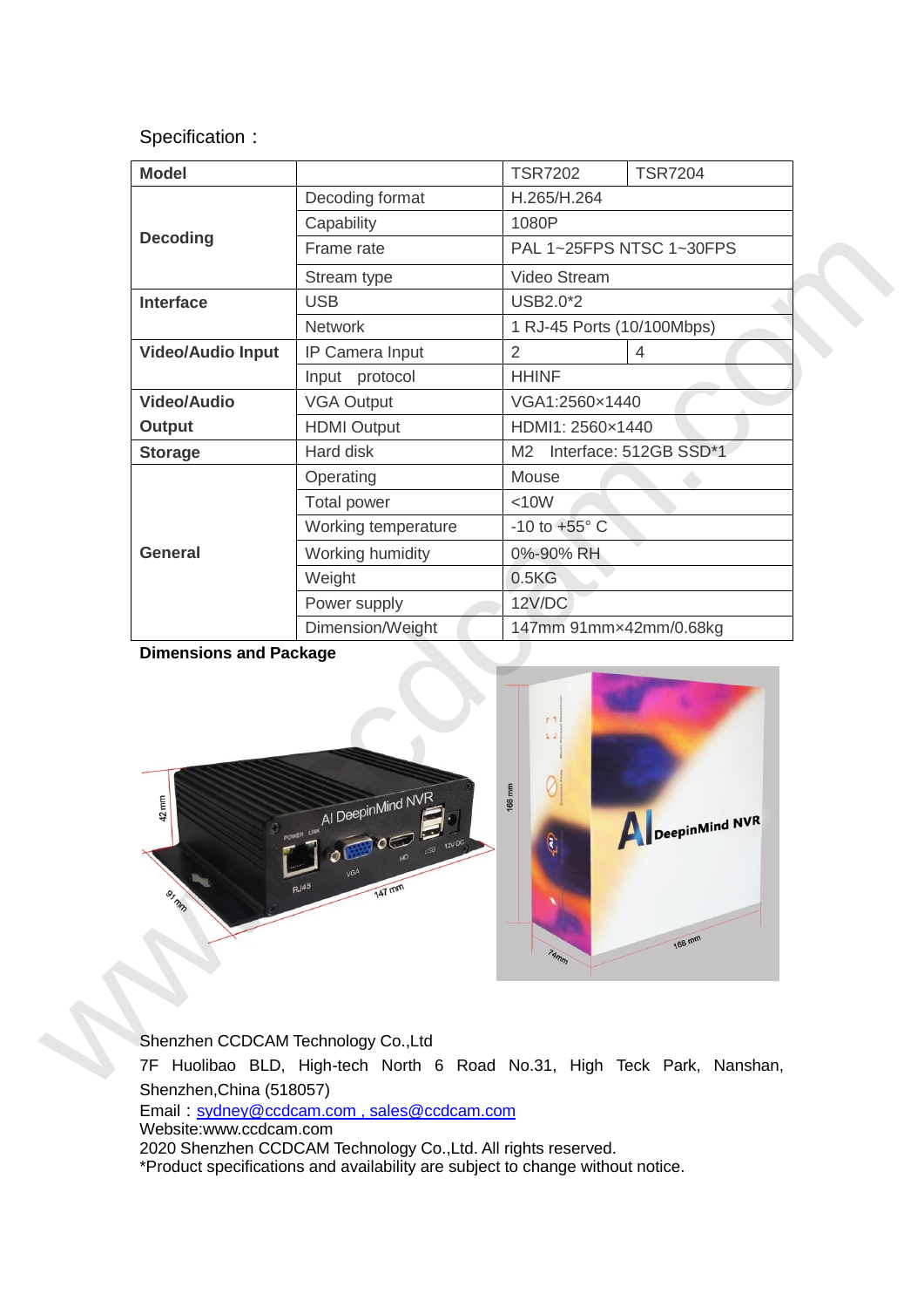Specification：

| Model | | TSR7202 | TSR7204 |
|---|---|---|---|
| Decoding | Decoding format | H.265/H.264 | |
| | Capability | 1080P | |
| | Frame rate | PAL 1~25FPS NTSC 1~30FPS | |
| | Stream type | Video Stream | |
| Interface | USB | USB2.0*2 | |
| | Network | 1 RJ-45 Ports (10/100Mbps) | |
| Video/Audio Input | IP Camera Input | 2 | 4 |
| | Input protocol | HHINF | |
| Video/Audio Output | VGA Output | VGA1:2560×1440 | |
| | HDMI Output | HDMI1: 2560×1440 | |
| Storage | Hard disk | M2 Interface: 512GB SSD*1 | |
| General | Operating | Mouse | |
| | Total power | <10W | |
| | Working temperature | -10 to +55° C | |
| | Working humidity | 0%-90% RH | |
| | Weight | 0.5KG | |
| | Power supply | 12V/DC | |
| | Dimension/Weight | 147mm 91mm×42mm/0.68kg | |

**Dimensions and Package**

Shenzhen CCDCAM Technology Co.,Ltd

7F Huolibao BLD, High-tech North 6 Road No.31, High Teck Park, Nanshan, Shenzhen,China (518057)

Email：sydney@ccdcam.com , sales@ccdcam.com

Website:www.ccdcam.com

2020 Shenzhen CCDCAM Technology Co.,Ltd. All rights reserved.

*Product specifications and availability are subject to change without notice.